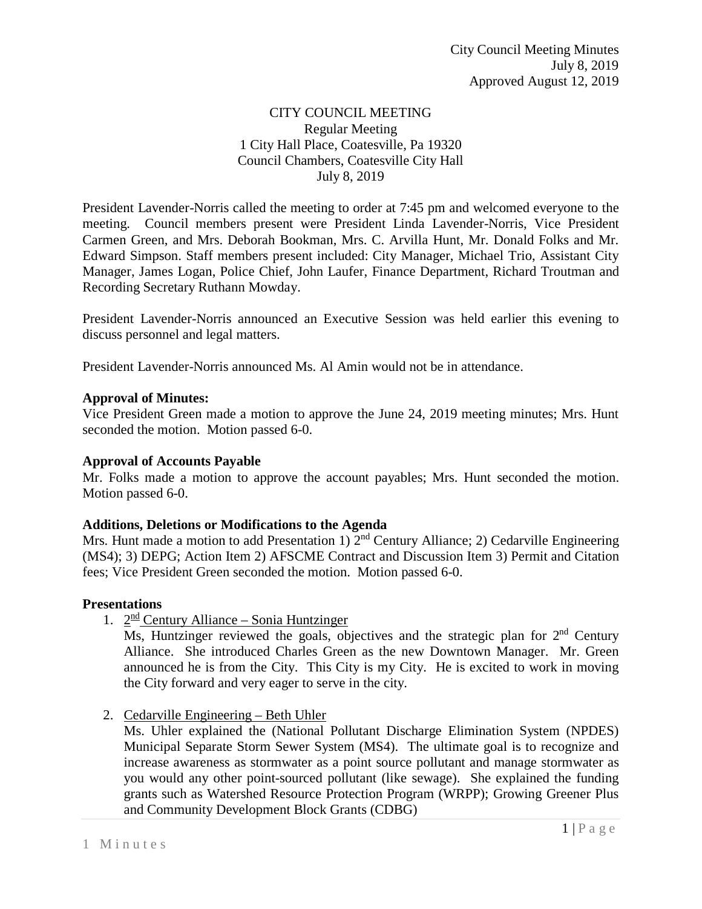City Council Meeting Minutes
July 8, 2019
Approved August 12, 2019

CITY COUNCIL MEETING
Regular Meeting
1 City Hall Place, Coatesville, Pa 19320
Council Chambers, Coatesville City Hall
July 8, 2019

President Lavender-Norris called the meeting to order at 7:45 pm and welcomed everyone to the meeting. Council members present were President Linda Lavender-Norris, Vice President Carmen Green, and Mrs. Deborah Bookman, Mrs. C. Arvilla Hunt, Mr. Donald Folks and Mr. Edward Simpson. Staff members present included: City Manager, Michael Trio, Assistant City Manager, James Logan, Police Chief, John Laufer, Finance Department, Richard Troutman and Recording Secretary Ruthann Mowday.

President Lavender-Norris announced an Executive Session was held earlier this evening to discuss personnel and legal matters.

President Lavender-Norris announced Ms. Al Amin would not be in attendance.

**Approval of Minutes:**
Vice President Green made a motion to approve the June 24, 2019 meeting minutes; Mrs. Hunt seconded the motion. Motion passed 6-0.

**Approval of Accounts Payable**
Mr. Folks made a motion to approve the account payables; Mrs. Hunt seconded the motion. Motion passed 6-0.

**Additions, Deletions or Modifications to the Agenda**
Mrs. Hunt made a motion to add Presentation 1) 2nd Century Alliance; 2) Cedarville Engineering (MS4); 3) DEPG; Action Item 2) AFSCME Contract and Discussion Item 3) Permit and Citation fees; Vice President Green seconded the motion. Motion passed 6-0.

**Presentations**

1. 2nd Century Alliance – Sonia Huntzinger
   Ms, Huntzinger reviewed the goals, objectives and the strategic plan for 2nd Century Alliance. She introduced Charles Green as the new Downtown Manager. Mr. Green announced he is from the City. This City is my City. He is excited to work in moving the City forward and very eager to serve in the city.

2. Cedarville Engineering – Beth Uhler
   Ms. Uhler explained the (National Pollutant Discharge Elimination System (NPDES) Municipal Separate Storm Sewer System (MS4). The ultimate goal is to recognize and increase awareness as stormwater as a point source pollutant and manage stormwater as you would any other point-sourced pollutant (like sewage). She explained the funding grants such as Watershed Resource Protection Program (WRPP); Growing Greener Plus and Community Development Block Grants (CDBG)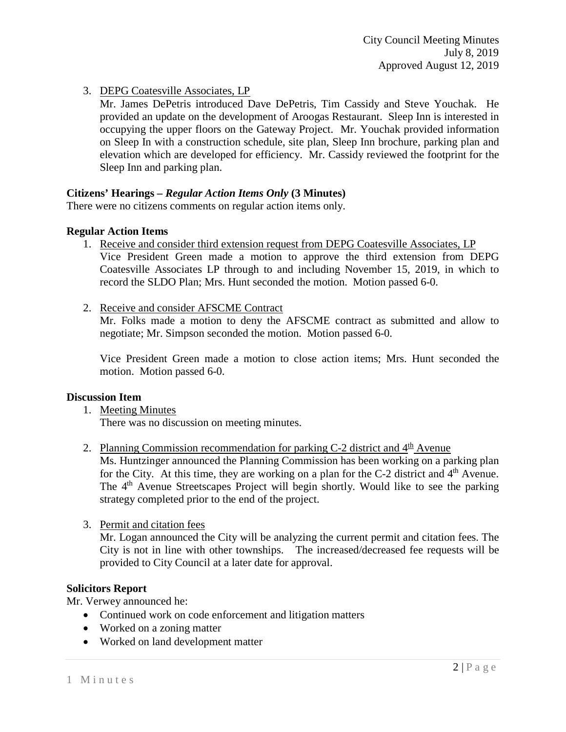3. DEPG Coatesville Associates, LP

   Mr. James DePetris introduced Dave DePetris, Tim Cassidy and Steve Youchak. He provided an update on the development of Aroogas Restaurant. Sleep Inn is interested in occupying the upper floors on the Gateway Project. Mr. Youchak provided information on Sleep In with a construction schedule, site plan, Sleep Inn brochure, parking plan and elevation which are developed for efficiency. Mr. Cassidy reviewed the footprint for the Sleep Inn and parking plan.

**Citizens' Hearings – *Regular Action Items Only* (3 Minutes)**

There were no citizens comments on regular action items only.

**Regular Action Items**

1. Receive and consider third extension request from DEPG Coatesville Associates, LP

   Vice President Green made a motion to approve the third extension from DEPG Coatesville Associates LP through to and including November 15, 2019, in which to record the SLDO Plan; Mrs. Hunt seconded the motion. Motion passed 6-0.

2. Receive and consider AFSCME Contract

   Mr. Folks made a motion to deny the AFSCME contract as submitted and allow to negotiate; Mr. Simpson seconded the motion. Motion passed 6-0.

   Vice President Green made a motion to close action items; Mrs. Hunt seconded the motion. Motion passed 6-0.

**Discussion Item**

1. Meeting Minutes

   There was no discussion on meeting minutes.

2. Planning Commission recommendation for parking C-2 district and 4th Avenue

   Ms. Huntzinger announced the Planning Commission has been working on a parking plan for the City. At this time, they are working on a plan for the C-2 district and 4th Avenue. The 4th Avenue Streetscapes Project will begin shortly. Would like to see the parking strategy completed prior to the end of the project.

3. Permit and citation fees

   Mr. Logan announced the City will be analyzing the current permit and citation fees. The City is not in line with other townships. The increased/decreased fee requests will be provided to City Council at a later date for approval.

**Solicitors Report**

Mr. Verwey announced he:

- Continued work on code enforcement and litigation matters
- Worked on a zoning matter
- Worked on land development matter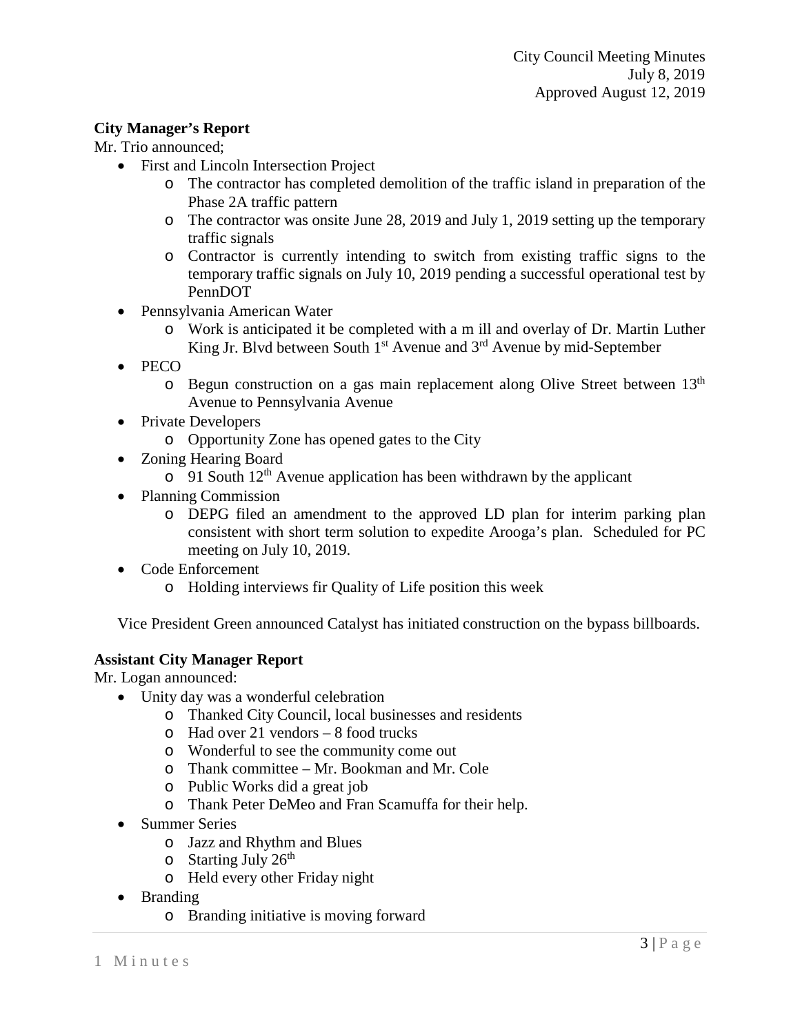**City Manager's Report**

Mr. Trio announced;

- First and Lincoln Intersection Project
  - The contractor has completed demolition of the traffic island in preparation of the Phase 2A traffic pattern
  - The contractor was onsite June 28, 2019 and July 1, 2019 setting up the temporary traffic signals
  - Contractor is currently intending to switch from existing traffic signs to the temporary traffic signals on July 10, 2019 pending a successful operational test by PennDOT
- Pennsylvania American Water
  - Work is anticipated it be completed with a m ill and overlay of Dr. Martin Luther King Jr. Blvd between South 1st Avenue and 3rd Avenue by mid-September
- PECO
  - Begun construction on a gas main replacement along Olive Street between 13th Avenue to Pennsylvania Avenue
- Private Developers
  - Opportunity Zone has opened gates to the City
- Zoning Hearing Board
  - 91 South 12th Avenue application has been withdrawn by the applicant
- Planning Commission
  - DEPG filed an amendment to the approved LD plan for interim parking plan consistent with short term solution to expedite Arooga's plan. Scheduled for PC meeting on July 10, 2019.
- Code Enforcement
  - Holding interviews fir Quality of Life position this week

Vice President Green announced Catalyst has initiated construction on the bypass billboards.

**Assistant City Manager Report**

Mr. Logan announced:

- Unity day was a wonderful celebration
  - Thanked City Council, local businesses and residents
  - Had over 21 vendors – 8 food trucks
  - Wonderful to see the community come out
  - Thank committee – Mr. Bookman and Mr. Cole
  - Public Works did a great job
  - Thank Peter DeMeo and Fran Scamuffa for their help.
- Summer Series
  - Jazz and Rhythm and Blues
  - Starting July 26th
  - Held every other Friday night
- Branding
  - Branding initiative is moving forward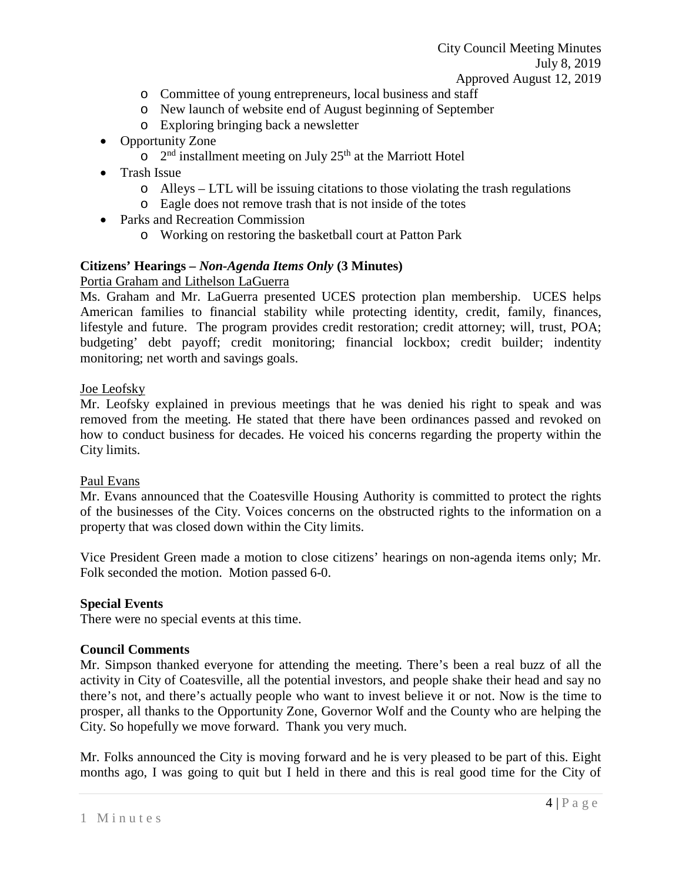- Committee of young entrepreneurs, local business and staff
  - New launch of website end of August beginning of September
  - Exploring bringing back a newsletter
- Opportunity Zone
  - 2nd installment meeting on July 25th at the Marriott Hotel
- Trash Issue
  - Alleys – LTL will be issuing citations to those violating the trash regulations
  - Eagle does not remove trash that is not inside of the totes
- Parks and Recreation Commission
  - Working on restoring the basketball court at Patton Park

**Citizens' Hearings –** ***Non-Agenda Items Only*** **(3 Minutes)**

Portia Graham and Lithelson LaGuerra

Ms. Graham and Mr. LaGuerra presented UCES protection plan membership. UCES helps American families to financial stability while protecting identity, credit, family, finances, lifestyle and future. The program provides credit restoration; credit attorney; will, trust, POA; budgeting' debt payoff; credit monitoring; financial lockbox; credit builder; indentity monitoring; net worth and savings goals.

Joe Leofsky

Mr. Leofsky explained in previous meetings that he was denied his right to speak and was removed from the meeting. He stated that there have been ordinances passed and revoked on how to conduct business for decades. He voiced his concerns regarding the property within the City limits.

Paul Evans

Mr. Evans announced that the Coatesville Housing Authority is committed to protect the rights of the businesses of the City. Voices concerns on the obstructed rights to the information on a property that was closed down within the City limits.

Vice President Green made a motion to close citizens' hearings on non-agenda items only; Mr. Folk seconded the motion. Motion passed 6-0.

**Special Events**

There were no special events at this time.

**Council Comments**

Mr. Simpson thanked everyone for attending the meeting. There's been a real buzz of all the activity in City of Coatesville, all the potential investors, and people shake their head and say no there's not, and there's actually people who want to invest believe it or not. Now is the time to prosper, all thanks to the Opportunity Zone, Governor Wolf and the County who are helping the City. So hopefully we move forward. Thank you very much.

Mr. Folks announced the City is moving forward and he is very pleased to be part of this. Eight months ago, I was going to quit but I held in there and this is real good time for the City of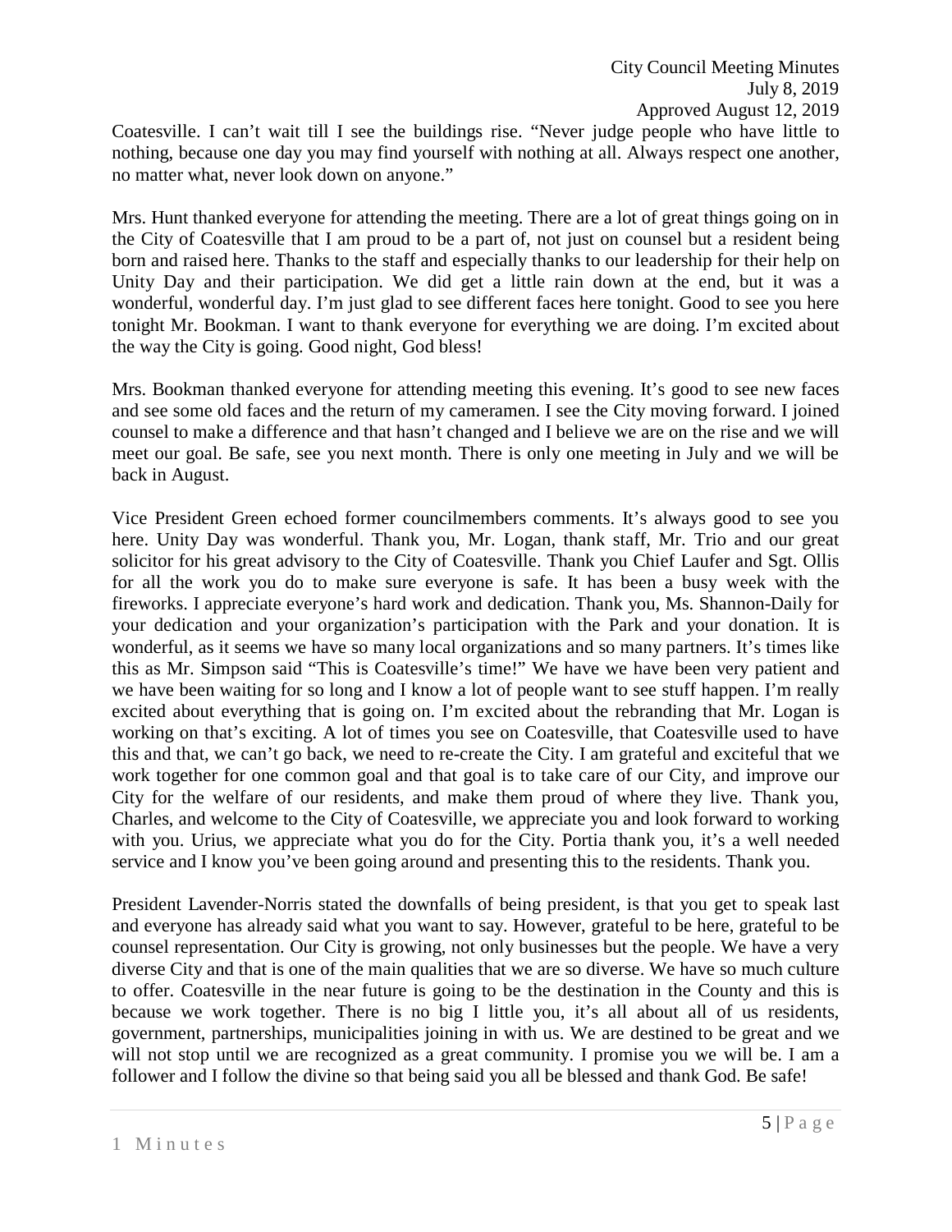Coatesville. I can't wait till I see the buildings rise. "Never judge people who have little to nothing, because one day you may find yourself with nothing at all. Always respect one another, no matter what, never look down on anyone."

Mrs. Hunt thanked everyone for attending the meeting. There are a lot of great things going on in the City of Coatesville that I am proud to be a part of, not just on counsel but a resident being born and raised here. Thanks to the staff and especially thanks to our leadership for their help on Unity Day and their participation. We did get a little rain down at the end, but it was a wonderful, wonderful day. I'm just glad to see different faces here tonight. Good to see you here tonight Mr. Bookman. I want to thank everyone for everything we are doing. I'm excited about the way the City is going. Good night, God bless!

Mrs. Bookman thanked everyone for attending meeting this evening. It's good to see new faces and see some old faces and the return of my cameramen. I see the City moving forward. I joined counsel to make a difference and that hasn't changed and I believe we are on the rise and we will meet our goal. Be safe, see you next month. There is only one meeting in July and we will be back in August.

Vice President Green echoed former councilmembers comments. It's always good to see you here. Unity Day was wonderful. Thank you, Mr. Logan, thank staff, Mr. Trio and our great solicitor for his great advisory to the City of Coatesville. Thank you Chief Laufer and Sgt. Ollis for all the work you do to make sure everyone is safe. It has been a busy week with the fireworks. I appreciate everyone's hard work and dedication. Thank you, Ms. Shannon-Daily for your dedication and your organization's participation with the Park and your donation. It is wonderful, as it seems we have so many local organizations and so many partners. It's times like this as Mr. Simpson said "This is Coatesville's time!" We have we have been very patient and we have been waiting for so long and I know a lot of people want to see stuff happen. I'm really excited about everything that is going on. I'm excited about the rebranding that Mr. Logan is working on that's exciting. A lot of times you see on Coatesville, that Coatesville used to have this and that, we can't go back, we need to re-create the City. I am grateful and exciteful that we work together for one common goal and that goal is to take care of our City, and improve our City for the welfare of our residents, and make them proud of where they live. Thank you, Charles, and welcome to the City of Coatesville, we appreciate you and look forward to working with you. Urius, we appreciate what you do for the City. Portia thank you, it's a well needed service and I know you've been going around and presenting this to the residents. Thank you.

President Lavender-Norris stated the downfalls of being president, is that you get to speak last and everyone has already said what you want to say. However, grateful to be here, grateful to be counsel representation. Our City is growing, not only businesses but the people. We have a very diverse City and that is one of the main qualities that we are so diverse. We have so much culture to offer. Coatesville in the near future is going to be the destination in the County and this is because we work together. There is no big I little you, it's all about all of us residents, government, partnerships, municipalities joining in with us. We are destined to be great and we will not stop until we are recognized as a great community. I promise you we will be. I am a follower and I follow the divine so that being said you all be blessed and thank God. Be safe!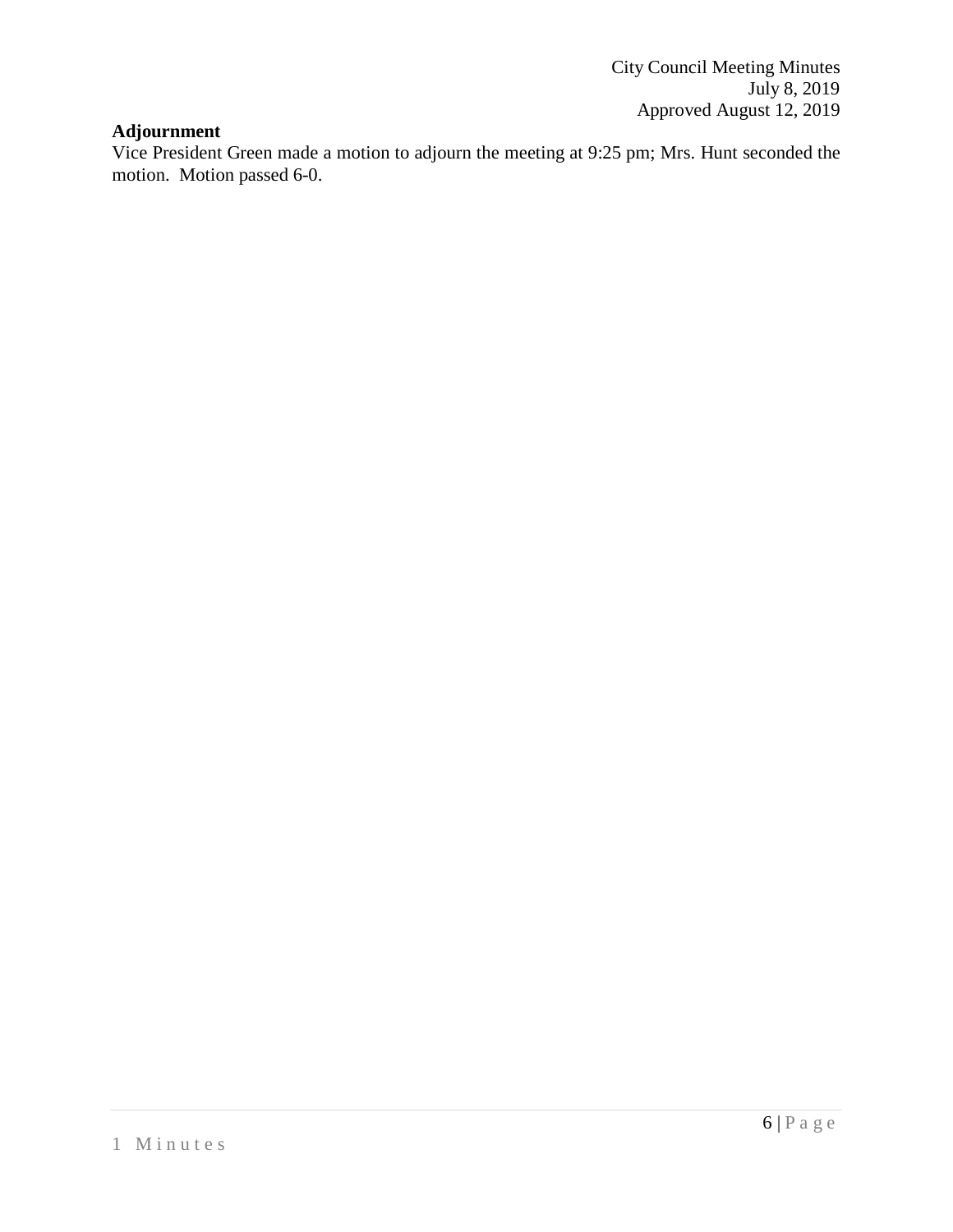**Adjournment**

Vice President Green made a motion to adjourn the meeting at 9:25 pm; Mrs. Hunt seconded the motion. Motion passed 6-0.